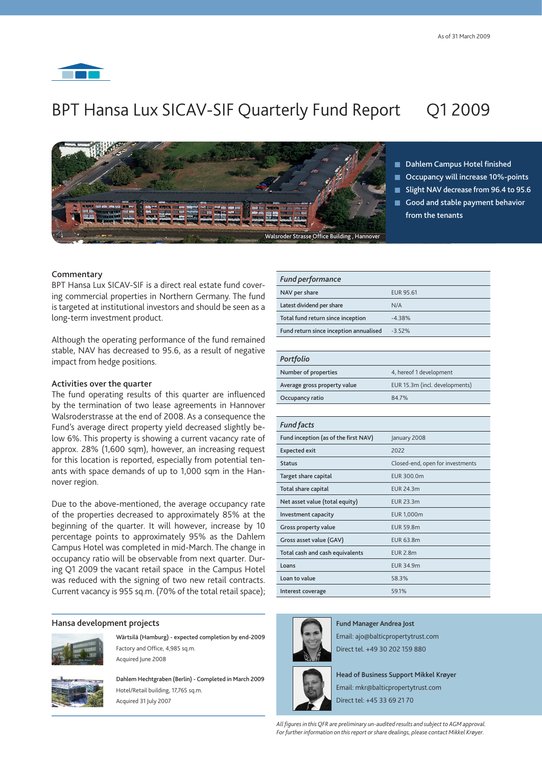As of 31 March 2009

# BPT Hansa Lux SICAV-SIF Quarterly Fund Report Q1 2009

Walsroder Strasse Office Building , Hannover

- Dahlem Campus Hotel finished
- Occupancy will increase 10%-points
- Slight NAV decrease from 96.4 to 95.6
- Good and stable payment behavior from the tenants

## Commentary

BPT Hansa Lux SICAV-SIF is a direct real estate fund covering commercial properties in Northern Germany. The fund is targeted at institutional investors and should be seen as a long-term investment product.

Although the operating performance of the fund remained stable, NAV has decreased to 95.6, as a result of negative impact from hedge positions.

## Activities over the quarter

The fund operating results of this quarter are influenced by the termination of two lease agreements in Hannover Walsroderstrasse at the end of 2008. As a consequence the Fund's average direct property yield decreased slightly below 6%. This property is showing a current vacancy rate of approx. 28% (1,600 sqm), however, an increasing request for this location is reported, especially from potential tenants with space demands of up to 1,000 sqm in the Hannover region.

Due to the above-mentioned, the average occupancy rate of the properties decreased to approximately 85% at the beginning of the quarter. It will however, increase by 10 percentage points to approximately 95% as the Dahlem Campus Hotel was completed in mid-March. The change in occupancy ratio will be observable from next quarter. During Q1 2009 the vacant retail space in the Campus Hotel was reduced with the signing of two new retail contracts. Current vacancy is 955 sq.m. (70% of the total retail space);

| *Fund performance* | |
|---|---|
| NAV per share | EUR 95.61 |
| Latest dividend per share | N/A |
| Total fund return since inception | -4.38% |
| Fund return since inception annualised | -3.52% |

| *Portfolio* | |
|---|---|
| Number of properties | 4, hereof 1 development |
| Average gross property value | EUR 15.3m (incl. developments) |
| Occupancy ratio | 84.7% |

| *Fund facts* | |
|---|---|
| Fund inception (as of the first NAV) | January 2008 |
| Expected exit | 2022 |
| Status | Closed-end, open for investments |
| Target share capital | EUR 300.0m |
| Total share capital | EUR 24.3m |
| Net asset value (total equity) | EUR 23.3m |
| Investment capacity | EUR 1,000m |
| Gross property value | EUR 59.8m |
| Gross asset value (GAV) | EUR 63.8m |
| Total cash and cash equivalents | EUR 2.8m |
| Loans | EUR 34.9m |
| Loan to value | 58.3% |
| Interest coverage | 59.1% |

## Hansa development projects

**Wärtsilä (Hamburg) - expected completion by end-2009**
Factory and Office, 4,985 sq.m.
Acquired June 2008

**Dahlem Hechtgraben (Berlin) - Completed in March 2009**
Hotel/Retail building, 17,765 sq.m.
Acquired 31 July 2007

**Fund Manager Andrea Jost**
Email: ajo@balticpropertytrust.com
Direct tel. +49 30 202 159 880

**Head of Business Support Mikkel Krøyer**
Email: mkr@balticpropertytrust.com
Direct tel: +45 33 69 21 70

*All figures in this QFR are preliminary un-audited results and subject to AGM approval. For further information on this report or share dealings, please contact Mikkel Krøyer.*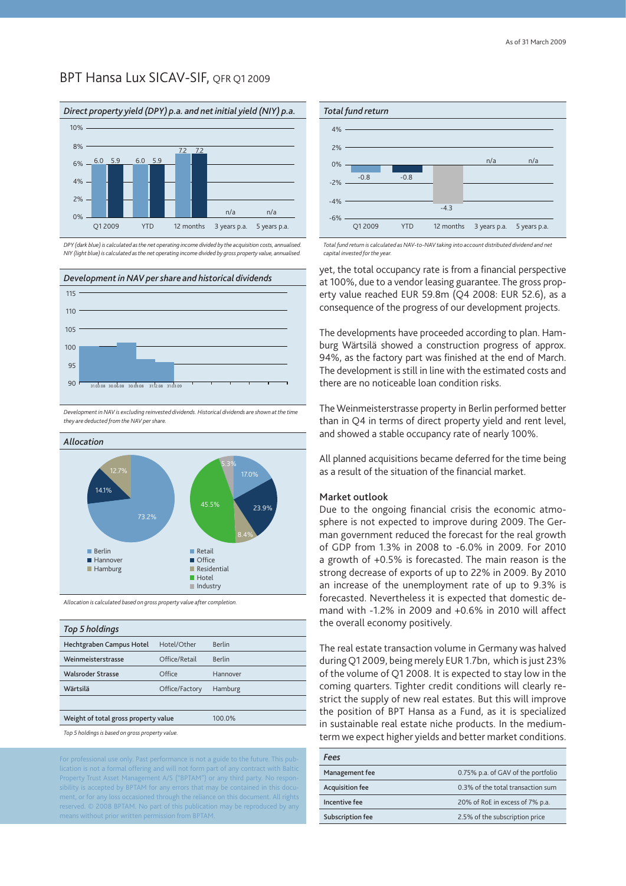As of 31 March 2009

# BPT Hansa Lux SICAV-SIF, QFR Q1 2009

*Direct property yield (DPY) p.a. and net initial yield (NIY) p.a.*

10%
8%
6%
4%
2%
0%

6.0 5.9
6.0 5.9
7.2 7.2
n/a
n/a

Q1 2009
YTD
12 months
3 years p.a.
5 years p.a.

*DPY (dark blue) is calculated as the net operating income divided by the acquisition costs, annualised. NIY (light blue) is calculated as the net operating income divided by gross property value, annualised.*

*Development in NAV per share and historical dividends*

115
110
105
100
95
90

31.03.08 30.06.08 30.09.08 31.12.08 31.03.09

*Development in NAV is excluding reinvested dividends. Historical dividends are shown at the time they are deducted from the NAV per share.*

*Allocation*

12.7%
14.1%
73.2%

Berlin
Hannover
Hamburg

5.3%
17.0%
45.5%
23.9%
8.4%

Retail
Office
Residential
Hotel
Industry

*Allocation is calculated based on gross property value after completion.*

| *Top 5 holdings* | | |
|---|---|---|
| Hechtgraben Campus Hotel | Hotel/Other | Berlin |
| Weinmeisterstrasse | Office/Retail | Berlin |
| Walsroder Strasse | Office | Hannover |
| Wärtsilä | Office/Factory | Hamburg |
| | | |
| Weight of total gross property value | | 100.0% |

*Top 5 holdings is based on gross property value.*

For professional use only. Past performance is not a guide to the future. This publication is not a formal offering and will not form part of any contract with Baltic Property Trust Asset Management A/S ("BPTAM") or any third party. No responsibility is accepted by BPTAM for any errors that may be contained in this document, or for any loss occasioned through the reliance on this document. All rights reserved. © 2008 BPTAM. No part of this publication may be reproduced by any means without prior written permission from BPTAM.

*Total fund return*

4%
2%
0%
-2%
-4%
-6%

-0.8
-0.8
-4.3
n/a
n/a

Q1 2009
YTD
12 months
3 years p.a.
5 years p.a.

*Total fund return is calculated as NAV-to-NAV taking into account distributed dividend and net capital invested for the year.*

yet, the total occupancy rate is from a financial perspective at 100%, due to a vendor leasing guarantee. The gross property value reached EUR 59.8m (Q4 2008: EUR 52.6), as a consequence of the progress of our development projects.

The developments have proceeded according to plan. Hamburg Wärtsilä showed a construction progress of approx. 94%, as the factory part was finished at the end of March. The development is still in line with the estimated costs and there are no noticeable loan condition risks.

The Weinmeisterstrasse property in Berlin performed better than in Q4 in terms of direct property yield and rent level, and showed a stable occupancy rate of nearly 100%.

All planned acquisitions became deferred for the time being as a result of the situation of the financial market.

## Market outlook

Due to the ongoing financial crisis the economic atmosphere is not expected to improve during 2009. The German government reduced the forecast for the real growth of GDP from 1.3% in 2008 to -6.0% in 2009. For 2010 a growth of +0.5% is forecasted. The main reason is the strong decrease of exports of up to 22% in 2009. By 2010 an increase of the unemployment rate of up to 9.3% is forecasted. Nevertheless it is expected that domestic demand with -1.2% in 2009 and +0.6% in 2010 will affect the overall economy positively.

The real estate transaction volume in Germany was halved during Q1 2009, being merely EUR 1.7bn, which is just 23% of the volume of Q1 2008. It is expected to stay low in the coming quarters. Tighter credit conditions will clearly restrict the supply of new real estates. But this will improve the position of BPT Hansa as a Fund, as it is specialized in sustainable real estate niche products. In the medium-term we expect higher yields and better market conditions.

| *Fees* | |
|---|---|
| Management fee | 0.75% p.a. of GAV of the portfolio |
| Acquisition fee | 0.3% of the total transaction sum |
| Incentive fee | 20% of RoE in excess of 7% p.a. |
| Subscription fee | 2.5% of the subscription price |